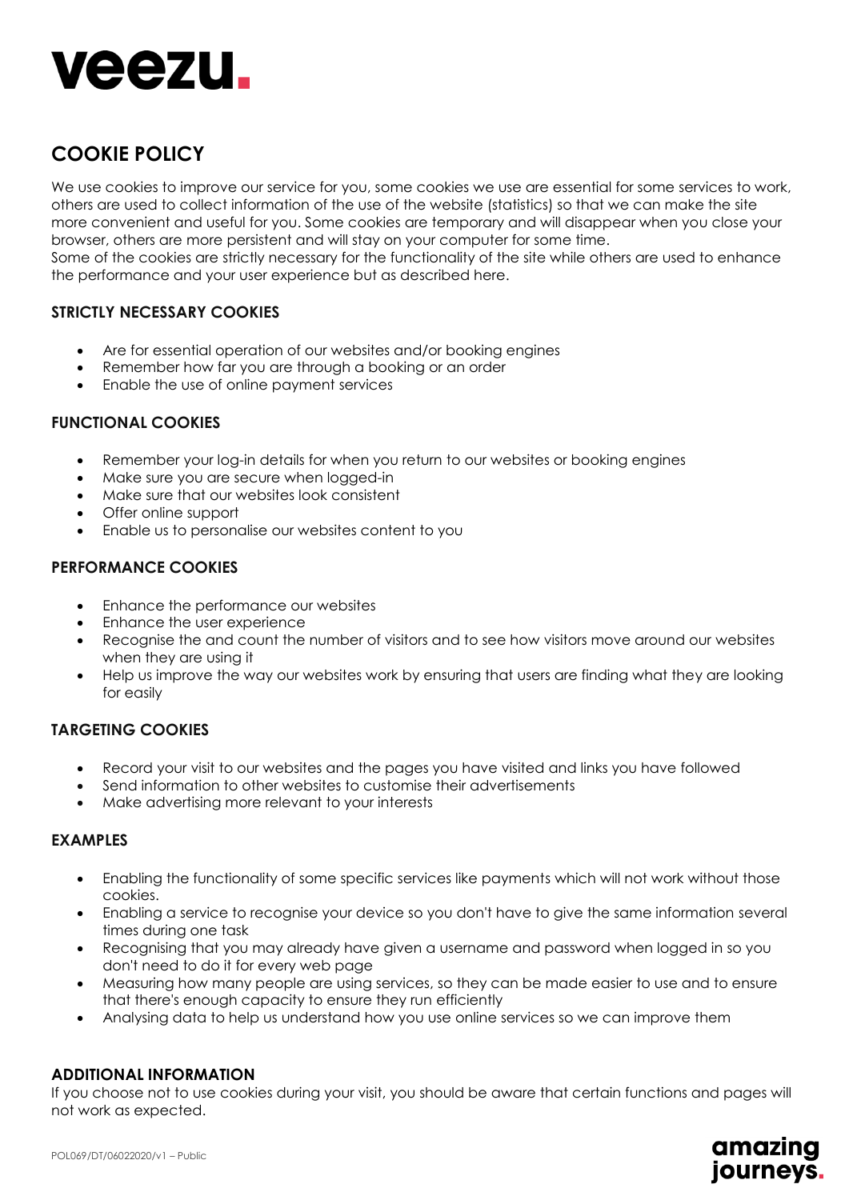# COOKIE POLICY

We use cookies to improve our service for you, some cookies we use are essential for some services to work, others are used to collect information of the use of the website (statistics) so that we can make the site more convenient and useful for you. Some cookies are temporary and will disappear when you close your browser, others are more persistent and will stay on your computer for some time.
Some of the cookies are strictly necessary for the functionality of the site while others are used to enhance the performance and your user experience but as described here.

### STRICTLY NECESSARY COOKIES

- Are for essential operation of our websites and/or booking engines
- Remember how far you are through a booking or an order
- Enable the use of online payment services

### FUNCTIONAL COOKIES

- Remember your log-in details for when you return to our websites or booking engines
- Make sure you are secure when logged-in
- Make sure that our websites look consistent
- Offer online support
- Enable us to personalise our websites content to you

### PERFORMANCE COOKIES

- Enhance the performance our websites
- Enhance the user experience
- Recognise the and count the number of visitors and to see how visitors move around our websites when they are using it
- Help us improve the way our websites work by ensuring that users are finding what they are looking for easily

### TARGETING COOKIES

- Record your visit to our websites and the pages you have visited and links you have followed
- Send information to other websites to customise their advertisements
- Make advertising more relevant to your interests

### EXAMPLES

- Enabling the functionality of some specific services like payments which will not work without those cookies.
- Enabling a service to recognise your device so you don't have to give the same information several times during one task
- Recognising that you may already have given a username and password when logged in so you don't need to do it for every web page
- Measuring how many people are using services, so they can be made easier to use and to ensure that there's enough capacity to ensure they run efficiently
- Analysing data to help us understand how you use online services so we can improve them

### ADDITIONAL INFORMATION

If you choose not to use cookies during your visit, you should be aware that certain functions and pages will not work as expected.

POL069/DT/06022020/v1 – Public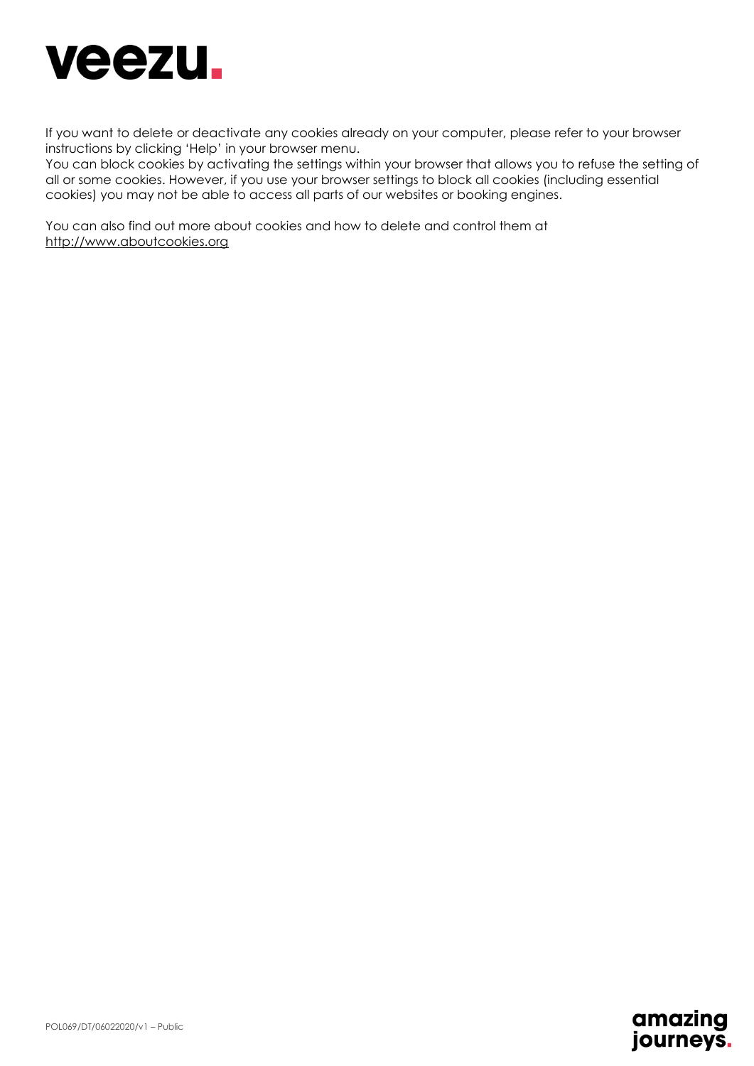If you want to delete or deactivate any cookies already on your computer, please refer to your browser instructions by clicking 'Help' in your browser menu.
You can block cookies by activating the settings within your browser that allows you to refuse the setting of all or some cookies. However, if you use your browser settings to block all cookies (including essential cookies) you may not be able to access all parts of our websites or booking engines.

You can also find out more about cookies and how to delete and control them at [http://www.aboutcookies.org](http://www.aboutcookies.org)